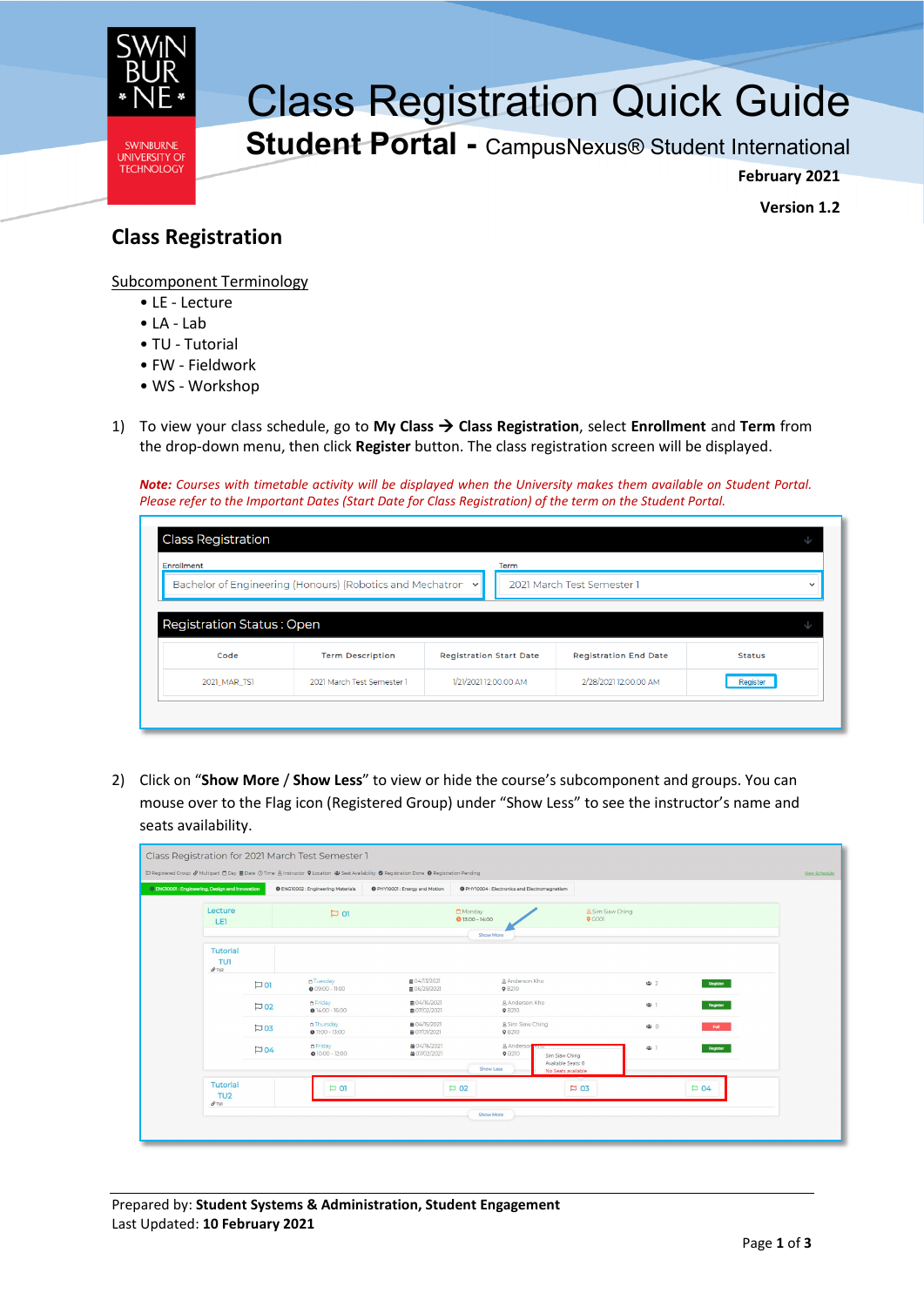# Class Registration Quick Guide

## Student Portal - CampusNexus® Student International

**February 2021**

**Version 1.2**

## Class Registration

Subcomponent Terminology

- LE - Lecture
- LA - Lab
- TU - Tutorial
- FW - Fieldwork
- WS - Workshop

1) To view your class schedule, go to **My Class → Class Registration**, select **Enrollment** and **Term** from the drop-down menu, then click **Register** button. The class registration screen will be displayed.

***Note:*** *Courses with timetable activity will be displayed when the University makes them available on Student Portal. Please refer to the Important Dates (Start Date for Class Registration) of the term on the Student Portal.*

2) Click on "**Show More** / **Show Less**" to view or hide the course's subcomponent and groups. You can mouse over to the Flag icon (Registered Group) under "Show Less" to see the instructor's name and seats availability.

Prepared by: **Student Systems & Administration, Student Engagement**
Last Updated: **10 February 2021**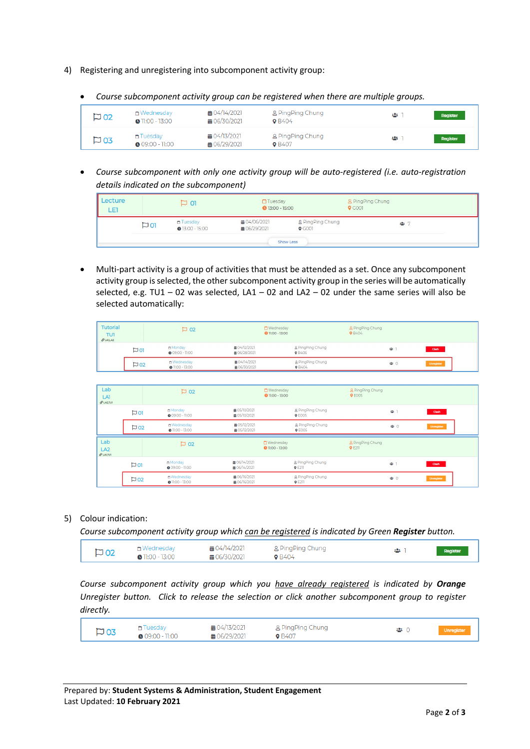4) Registering and unregistering into subcomponent activity group:

- *Course subcomponent activity group can be registered when there are multiple groups.*

| | | | | | |
|---|---|---|---|---|---|
| 02 | Wednesday 11:00 - 13:00 | 04/14/2021 06/30/2021 | PingPing Chung B404 | 1 | Register |
| 03 | Tuesday 09:00 - 11:00 | 04/13/2021 06/29/2021 | PingPing Chung B407 | 1 | Register |

- *Course subcomponent with only one activity group will be auto-registered (i.e. auto-registration details indicated on the subcomponent)*

| | | | | |
|---|---|---|---|---|
| Lecture LE1 | 01 | Tuesday 13:00 - 15:00 | PingPing Chung G001 | |
| 01 | Tuesday 13:00 - 15:00 | 04/06/2021 06/29/2021 | PingPing Chung G001 | 7 |

Show Less

- Multi-part activity is a group of activities that must be attended as a set. Once any subcomponent activity group is selected, the other subcomponent activity group in the series will be automatically selected, e.g. TU1 – 02 was selected, LA1 – 02 and LA2 – 02 under the same series will also be selected automatically:

| | | | | | |
|---|---|---|---|---|---|
| Tutorial TU1 (LA1,LA2) | 02 | Wednesday 11:00 - 13:00 | PingPing Chung B404 | | |
| 01 | Monday 09:00 - 11:00 | 04/12/2021 06/28/2021 | PingPing Chung B406 | 1 | Clash |
| 02 | Wednesday 11:00 - 13:00 | 04/14/2021 06/30/2021 | PingPing Chung B404 | 0 | Unregister |

| | | | | | |
|---|---|---|---|---|---|
| Lab LA1 (LA2,TU1) | 02 | Wednesday 11:00 - 13:00 | PingPing Chung E005 | | |
| 01 | Monday 09:00 - 11:00 | 05/10/2021 05/10/2021 | PingPing Chung E005 | 1 | Clash |
| 02 | Wednesday 11:00 - 13:00 | 05/12/2021 05/12/2021 | PingPing Chung E005 | 0 | Unregister |
| Lab LA2 (LA1,TU1) | 02 | Wednesday 11:00 - 13:00 | PingPing Chung E211 | | |
| 01 | Monday 09:00 - 11:00 | 06/14/2021 06/14/2021 | PingPing Chung E211 | 1 | Clash |
| 02 | Wednesday 11:00 - 13:00 | 06/16/2021 06/16/2021 | PingPing Chung E211 | 0 | Unregister |

5) Colour indication:

*Course subcomponent activity group which <u>can be registered</u> is indicated by Green **Register** button.*

| | | | | | |
|---|---|---|---|---|---|
| 02 | Wednesday 11:00 - 13:00 | 04/14/2021 06/30/2021 | PingPing Chung B404 | 1 | Register |

*Course subcomponent activity group which you <u>have already registered</u> is indicated by **Orange** Unregister button. Click to release the selection or click another subcomponent group to register directly.*

| | | | | | |
|---|---|---|---|---|---|
| 03 | Tuesday 09:00 - 11:00 | 04/13/2021 06/29/2021 | PingPing Chung B407 | 0 | Unregister |

Prepared by: **Student Systems & Administration, Student Engagement**
Last Updated: **10 February 2021**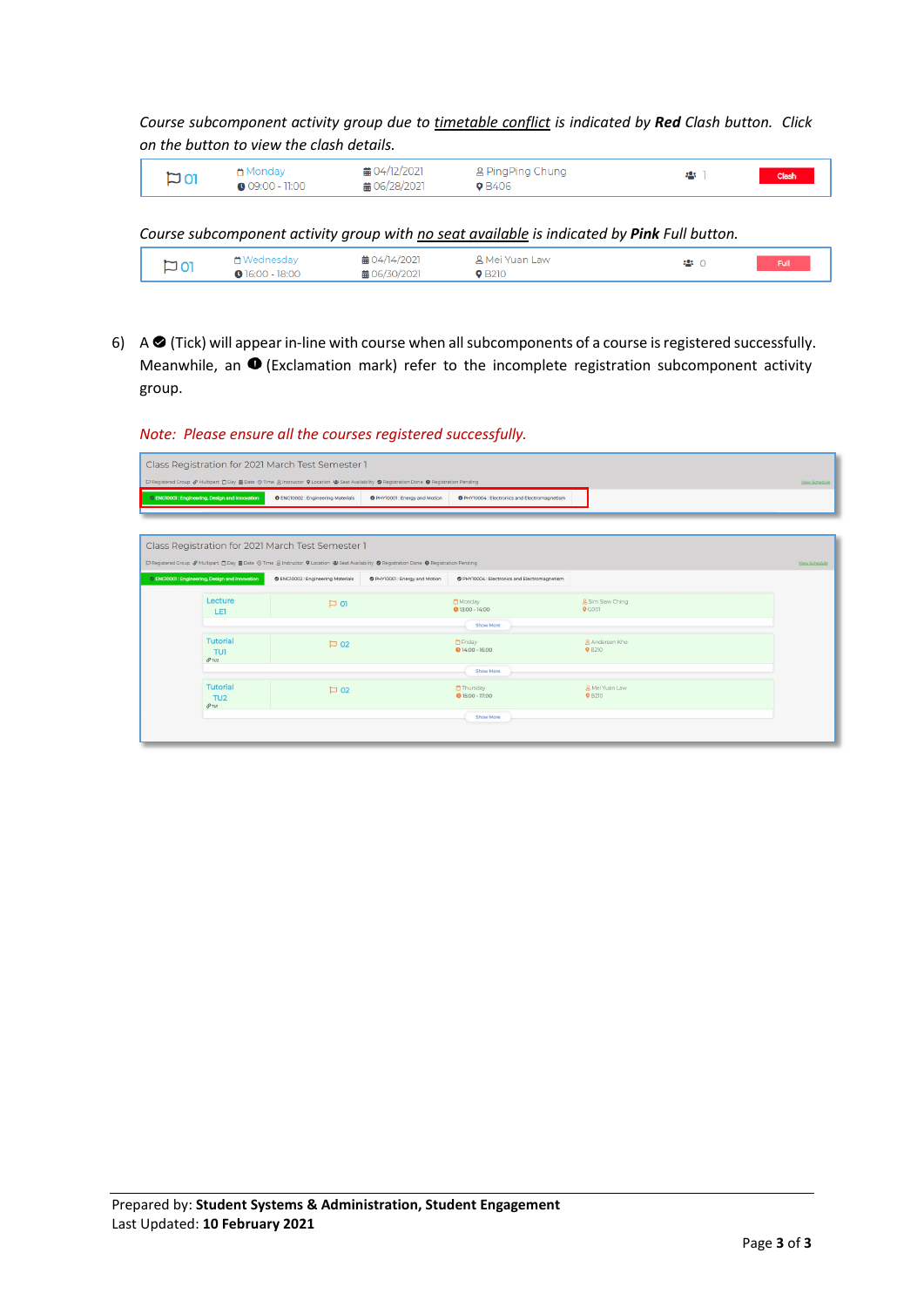*Course subcomponent activity group due to timetable conflict is indicated by* ***Red*** *Clash button. Click on the button to view the clash details.*

| | | | | | |
|---|---|---|---|---|---|
| 01 | Monday 09:00 - 11:00 | 04/12/2021 06/28/2021 | PingPing Chung B406 | 1 | Clash |

*Course subcomponent activity group with no seat available is indicated by* ***Pink*** *Full button.*

| | | | | | |
|---|---|---|---|---|---|
| 01 | Wednesday 16:00 - 18:00 | 04/14/2021 06/30/2021 | Mei Yuan Law B210 | 0 | Full |

6) A (Tick) will appear in-line with course when all subcomponents of a course is registered successfully. Meanwhile, an (Exclamation mark) refer to the incomplete registration subcomponent activity group.

*Note: Please ensure all the courses registered successfully.*

Class Registration for 2021 March Test Semester 1

ENG10001 : Engineering, Design and Innovation | ENG10002 : Engineering Materials | PHY10001 : Energy and Motion | PHY10004 : Electronics and Electromagnetism

Class Registration for 2021 March Test Semester 1

ENG10001 : Engineering, Design and Innovation | ENG10002 : Engineering Materials | PHY10001 : Energy and Motion | PHY10004 : Electronics and Electromagnetism

| | | | |
|---|---|---|---|
| Lecture LE1 | 01 | Monday 13:00 - 14:00 | Sim Siaw Ching G001 |
| Tutorial TU1 | 02 | Friday 14:00 - 16:00 | Anderson Kho B210 |
| Tutorial TU2 | 02 | Thursday 15:00 - 17:00 | Mei Yuan Law B210 |

Prepared by: **Student Systems & Administration, Student Engagement**
Last Updated: **10 February 2021**